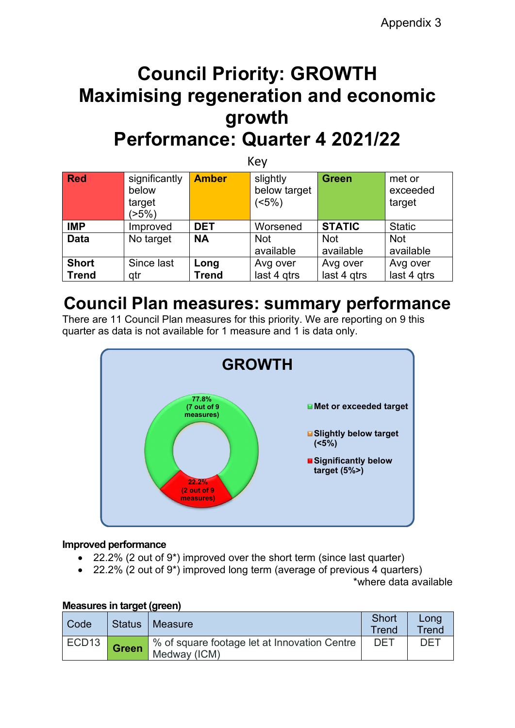Appendix 3

# Council Priority: GROWTH
# Maximising regeneration and economic growth
# Performance: Quarter 4 2021/22

Key

| **Red** | significantly below target (>5%) | **Amber** | slightly below target (<5%) | **Green** | met or exceeded target |
|---|---|---|---|---|---|
| **IMP** | Improved | **DET** | Worsened | **STATIC** | Static |
| **Data** | No target | **NA** | Not available | Not available | Not available |
| **Short Trend** | Since last qtr | **Long Trend** | Avg over last 4 qtrs | Avg over last 4 qtrs | Avg over last 4 qtrs |

## Council Plan measures: summary performance

There are 11 Council Plan measures for this priority. We are reporting on 9 this quarter as data is not available for 1 measure and 1 is data only.

**GROWTH**

- Met or exceeded target: 77.8% (7 out of 9 measures)
- Slightly below target (<5%)
- Significantly below target (5%>): 22.2% (2 out of 9 measures)

**Improved performance**

- 22.2% (2 out of 9*) improved over the short term (since last quarter)
- 22.2% (2 out of 9*) improved long term (average of previous 4 quarters)

*where data available

**Measures in target (green)**

| Code | Status | Measure | Short Trend | Long Trend |
|---|---|---|---|---|
| ECD13 | **Green** | % of square footage let at Innovation Centre Medway (ICM) | DET | DET |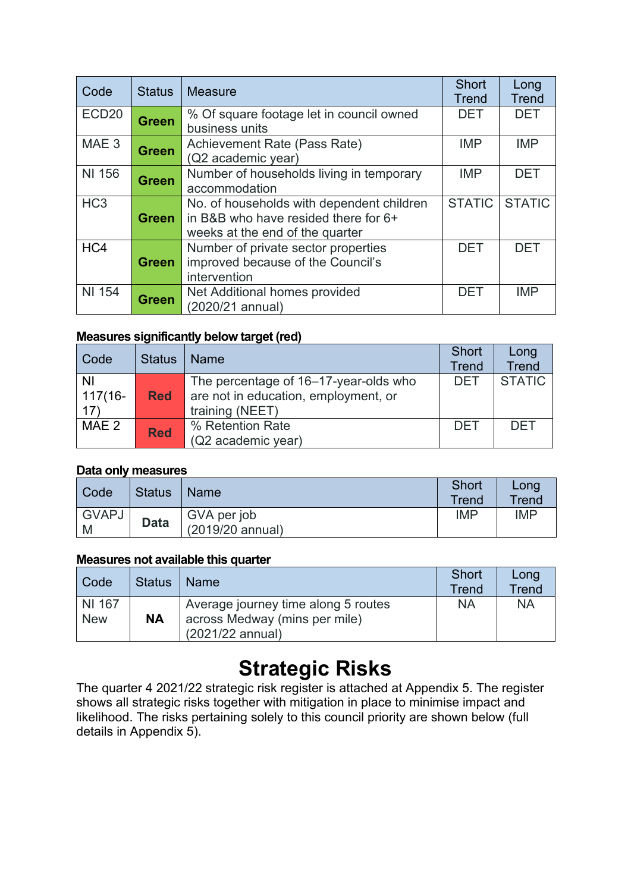| Code | Status | Measure | Short Trend | Long Trend |
|---|---|---|---|---|
| ECD20 | **Green** | % Of square footage let in council owned business units | DET | DET |
| MAE 3 | **Green** | Achievement Rate (Pass Rate) (Q2 academic year) | IMP | IMP |
| NI 156 | **Green** | Number of households living in temporary accommodation | IMP | DET |
| HC3 | **Green** | No. of households with dependent children in B&B who have resided there for 6+ weeks at the end of the quarter | STATIC | STATIC |
| HC4 | **Green** | Number of private sector properties improved because of the Council's intervention | DET | DET |
| NI 154 | **Green** | Net Additional homes provided (2020/21 annual) | DET | IMP |

**Measures significantly below target (red)**

| Code | Status | Name | Short Trend | Long Trend |
|---|---|---|---|---|
| NI 117(16-17) | **Red** | The percentage of 16–17-year-olds who are not in education, employment, or training (NEET) | DET | STATIC |
| MAE 2 | **Red** | % Retention Rate (Q2 academic year) | DET | DET |

**Data only measures**

| Code | Status | Name | Short Trend | Long Trend |
|---|---|---|---|---|
| GVAPJM | **Data** | GVA per job (2019/20 annual) | IMP | IMP |

**Measures not available this quarter**

| Code | Status | Name | Short Trend | Long Trend |
|---|---|---|---|---|
| NI 167 New | **NA** | Average journey time along 5 routes across Medway (mins per mile) (2021/22 annual) | NA | NA |

# Strategic Risks

The quarter 4 2021/22 strategic risk register is attached at Appendix 5. The register shows all strategic risks together with mitigation in place to minimise impact and likelihood. The risks pertaining solely to this council priority are shown below (full details in Appendix 5).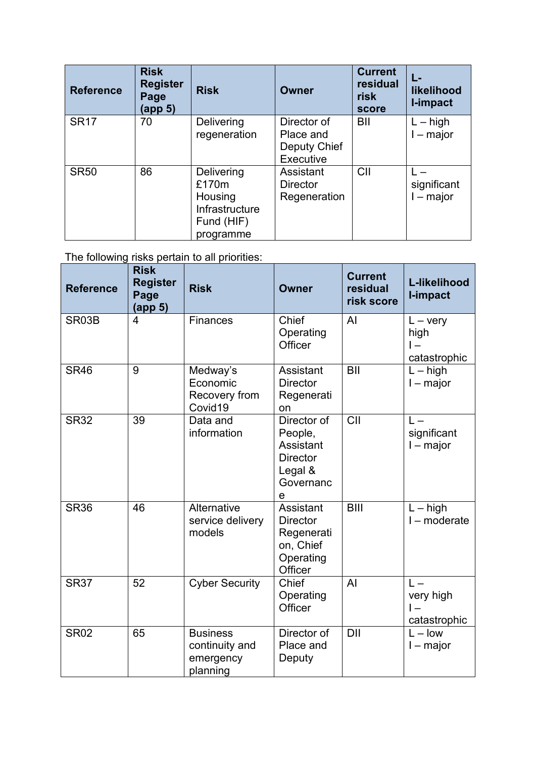| Reference | Risk Register Page (app 5) | Risk | Owner | Current residual risk score | L-likelihood I-impact |
|---|---|---|---|---|---|
| SR17 | 70 | Delivering regeneration | Director of Place and Deputy Chief Executive | BII | L – high<br>I – major |
| SR50 | 86 | Delivering £170m Housing Infrastructure Fund (HIF) programme | Assistant Director Regeneration | CII | L – significant<br>I – major |

The following risks pertain to all priorities:

| Reference | Risk Register Page (app 5) | Risk | Owner | Current residual risk score | L-likelihood I-impact |
|---|---|---|---|---|---|
| SR03B | 4 | Finances | Chief Operating Officer | AI | L – very high<br>I – catastrophic |
| SR46 | 9 | Medway's Economic Recovery from Covid19 | Assistant Director Regeneration | BII | L – high<br>I – major |
| SR32 | 39 | Data and information | Director of People, Assistant Director Legal & Governance | CII | L – significant<br>I – major |
| SR36 | 46 | Alternative service delivery models | Assistant Director Regeneration, Chief Operating Officer | BIII | L – high<br>I – moderate |
| SR37 | 52 | Cyber Security | Chief Operating Officer | AI | L – very high<br>I – catastrophic |
| SR02 | 65 | Business continuity and emergency planning | Director of Place and Deputy | DII | L – low<br>I – major |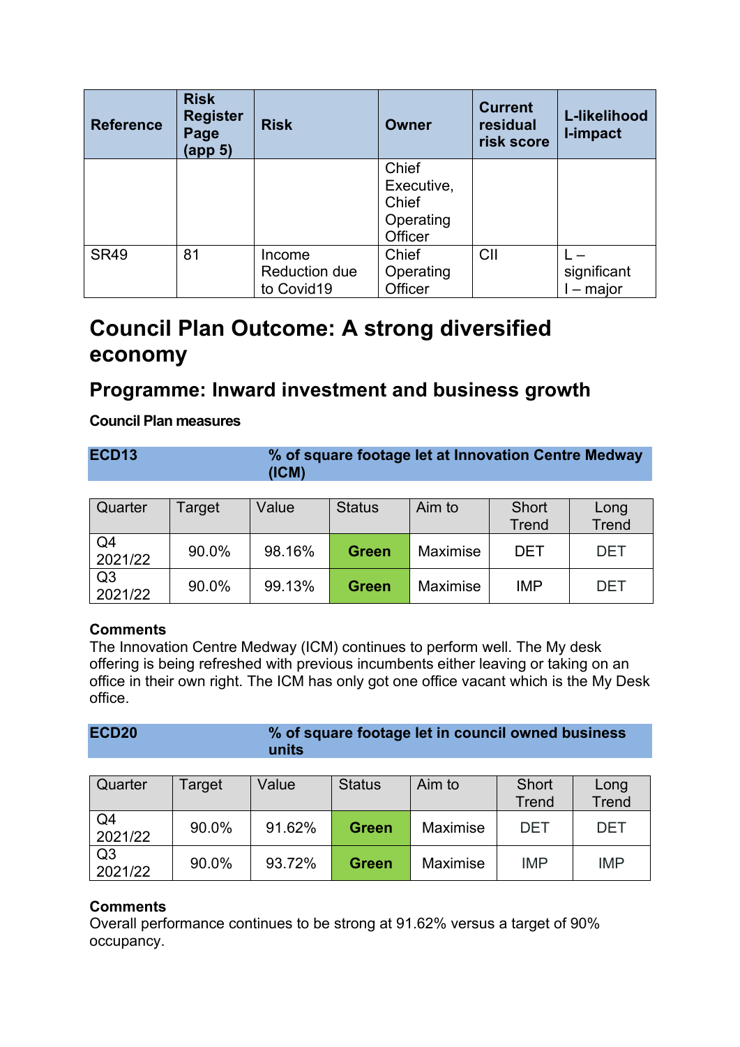| Reference | Risk Register Page (app 5) | Risk | Owner | Current residual risk score | L-likelihood I-impact |
|---|---|---|---|---|---|
| | | | Chief Executive, Chief Operating Officer | | |
| SR49 | 81 | Income Reduction due to Covid19 | Chief Operating Officer | CII | L – significant I – major |

# Council Plan Outcome: A strong diversified economy

## Programme: Inward investment and business growth

**Council Plan measures**

| ECD13 | % of square footage let at Innovation Centre Medway (ICM) |
|---|---|

| Quarter | Target | Value | Status | Aim to | Short Trend | Long Trend |
|---|---|---|---|---|---|---|
| Q4 2021/22 | 90.0% | 98.16% | **Green** | Maximise | DET | DET |
| Q3 2021/22 | 90.0% | 99.13% | **Green** | Maximise | IMP | DET |

**Comments**
The Innovation Centre Medway (ICM) continues to perform well. The My desk offering is being refreshed with previous incumbents either leaving or taking on an office in their own right. The ICM has only got one office vacant which is the My Desk office.

| ECD20 | % of square footage let in council owned business units |
|---|---|

| Quarter | Target | Value | Status | Aim to | Short Trend | Long Trend |
|---|---|---|---|---|---|---|
| Q4 2021/22 | 90.0% | 91.62% | **Green** | Maximise | DET | DET |
| Q3 2021/22 | 90.0% | 93.72% | **Green** | Maximise | IMP | IMP |

**Comments**
Overall performance continues to be strong at 91.62% versus a target of 90% occupancy.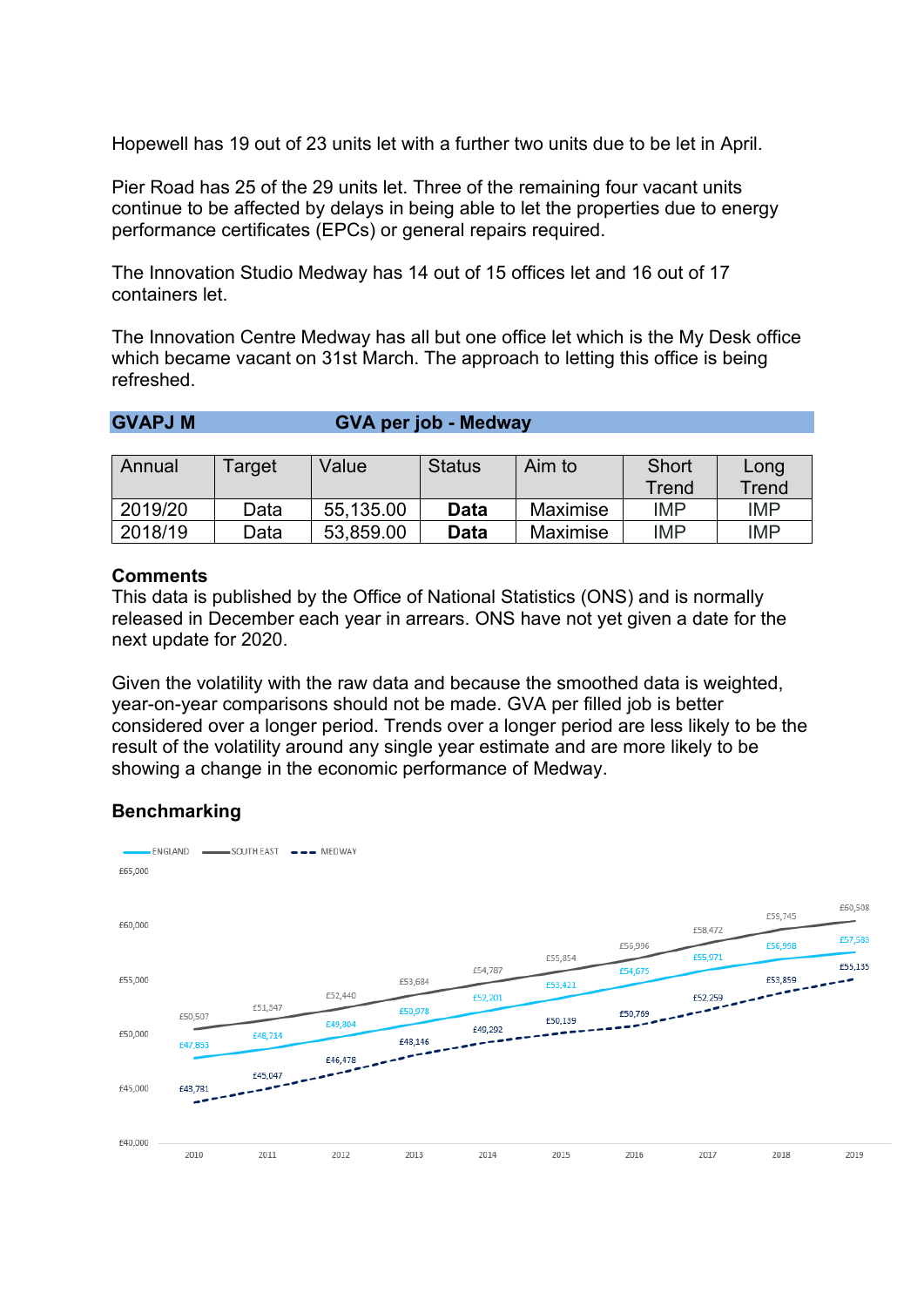Hopewell has 19 out of 23 units let with a further two units due to be let in April.

Pier Road has 25 of the 29 units let. Three of the remaining four vacant units continue to be affected by delays in being able to let the properties due to energy performance certificates (EPCs) or general repairs required.

The Innovation Studio Medway has 14 out of 15 offices let and 16 out of 17 containers let.

The Innovation Centre Medway has all but one office let which is the My Desk office which became vacant on 31st March. The approach to letting this office is being refreshed.

## GVAPJ M GVA per job - Medway

| Annual | Target | Value | Status | Aim to | Short Trend | Long Trend |
|---|---|---|---|---|---|---|
| 2019/20 | Data | 55,135.00 | **Data** | Maximise | IMP | IMP |
| 2018/19 | Data | 53,859.00 | **Data** | Maximise | IMP | IMP |

### Comments

This data is published by the Office of National Statistics (ONS) and is normally released in December each year in arrears. ONS have not yet given a date for the next update for 2020.

Given the volatility with the raw data and because the smoothed data is weighted, year-on-year comparisons should not be made. GVA per filled job is better considered over a longer period. Trends over a longer period are less likely to be the result of the volatility around any single year estimate and are more likely to be showing a change in the economic performance of Medway.

### Benchmarking

| Year | England | South East | Medway |
|---|---|---|---|
| 2010 | £47,853 | £50,507 | £43,781 |
| 2011 | £48,714 | £51,347 | £45,047 |
| 2012 | £49,804 | £52,440 | £46,478 |
| 2013 | £50,978 | £53,684 | £48,146 |
| 2014 | £52,201 | £54,787 | £49,292 |
| 2015 | £53,421 | £55,854 | £50,139 |
| 2016 | £54,675 | £56,996 | £50,769 |
| 2017 | £55,971 | £58,472 | £52,259 |
| 2018 | £56,998 | £59,745 | £53,859 |
| 2019 | £57,583 | £60,508 | £55,135 |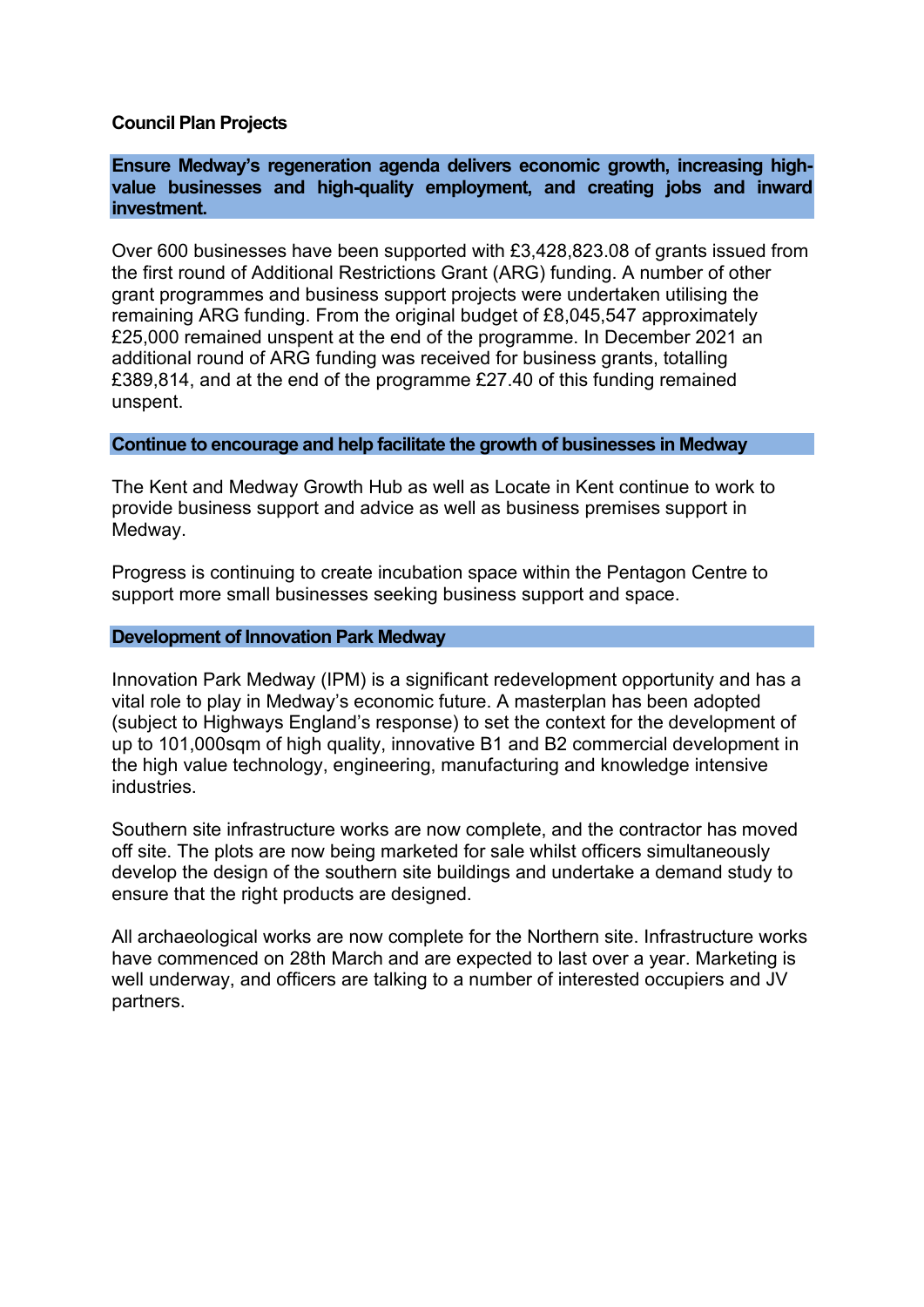## Council Plan Projects

### Ensure Medway's regeneration agenda delivers economic growth, increasing high-value businesses and high-quality employment, and creating jobs and inward investment.

Over 600 businesses have been supported with £3,428,823.08 of grants issued from the first round of Additional Restrictions Grant (ARG) funding. A number of other grant programmes and business support projects were undertaken utilising the remaining ARG funding. From the original budget of £8,045,547 approximately £25,000 remained unspent at the end of the programme. In December 2021 an additional round of ARG funding was received for business grants, totalling £389,814, and at the end of the programme £27.40 of this funding remained unspent.

### Continue to encourage and help facilitate the growth of businesses in Medway

The Kent and Medway Growth Hub as well as Locate in Kent continue to work to provide business support and advice as well as business premises support in Medway.

Progress is continuing to create incubation space within the Pentagon Centre to support more small businesses seeking business support and space.

### Development of Innovation Park Medway

Innovation Park Medway (IPM) is a significant redevelopment opportunity and has a vital role to play in Medway's economic future. A masterplan has been adopted (subject to Highways England's response) to set the context for the development of up to 101,000sqm of high quality, innovative B1 and B2 commercial development in the high value technology, engineering, manufacturing and knowledge intensive industries.

Southern site infrastructure works are now complete, and the contractor has moved off site. The plots are now being marketed for sale whilst officers simultaneously develop the design of the southern site buildings and undertake a demand study to ensure that the right products are designed.

All archaeological works are now complete for the Northern site. Infrastructure works have commenced on 28th March and are expected to last over a year. Marketing is well underway, and officers are talking to a number of interested occupiers and JV partners.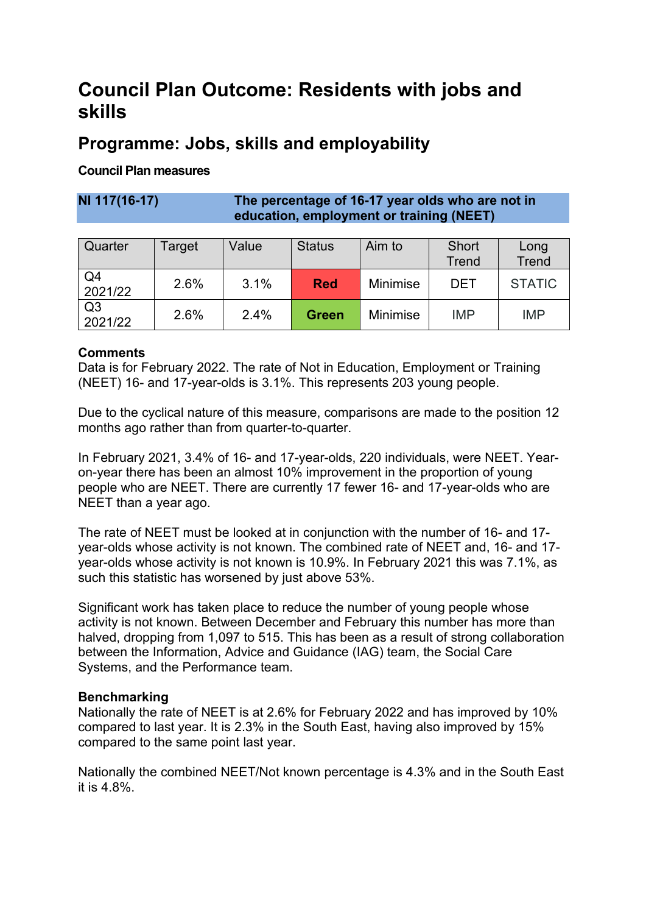# Council Plan Outcome: Residents with jobs and skills

## Programme: Jobs, skills and employability

**Council Plan measures**

| **NI 117(16-17)** | **The percentage of 16-17 year olds who are not in education, employment or training (NEET)** |
|---|---|

| Quarter | Target | Value | Status | Aim to | Short Trend | Long Trend |
|---|---|---|---|---|---|---|
| Q4 2021/22 | 2.6% | 3.1% | **Red** | Minimise | DET | STATIC |
| Q3 2021/22 | 2.6% | 2.4% | **Green** | Minimise | IMP | IMP |

**Comments**
Data is for February 2022. The rate of Not in Education, Employment or Training (NEET) 16- and 17-year-olds is 3.1%. This represents 203 young people.

Due to the cyclical nature of this measure, comparisons are made to the position 12 months ago rather than from quarter-to-quarter.

In February 2021, 3.4% of 16- and 17-year-olds, 220 individuals, were NEET. Year-on-year there has been an almost 10% improvement in the proportion of young people who are NEET. There are currently 17 fewer 16- and 17-year-olds who are NEET than a year ago.

The rate of NEET must be looked at in conjunction with the number of 16- and 17-year-olds whose activity is not known. The combined rate of NEET and, 16- and 17-year-olds whose activity is not known is 10.9%. In February 2021 this was 7.1%, as such this statistic has worsened by just above 53%.

Significant work has taken place to reduce the number of young people whose activity is not known. Between December and February this number has more than halved, dropping from 1,097 to 515. This has been as a result of strong collaboration between the Information, Advice and Guidance (IAG) team, the Social Care Systems, and the Performance team.

**Benchmarking**
Nationally the rate of NEET is at 2.6% for February 2022 and has improved by 10% compared to last year. It is 2.3% in the South East, having also improved by 15% compared to the same point last year.

Nationally the combined NEET/Not known percentage is 4.3% and in the South East it is 4.8%.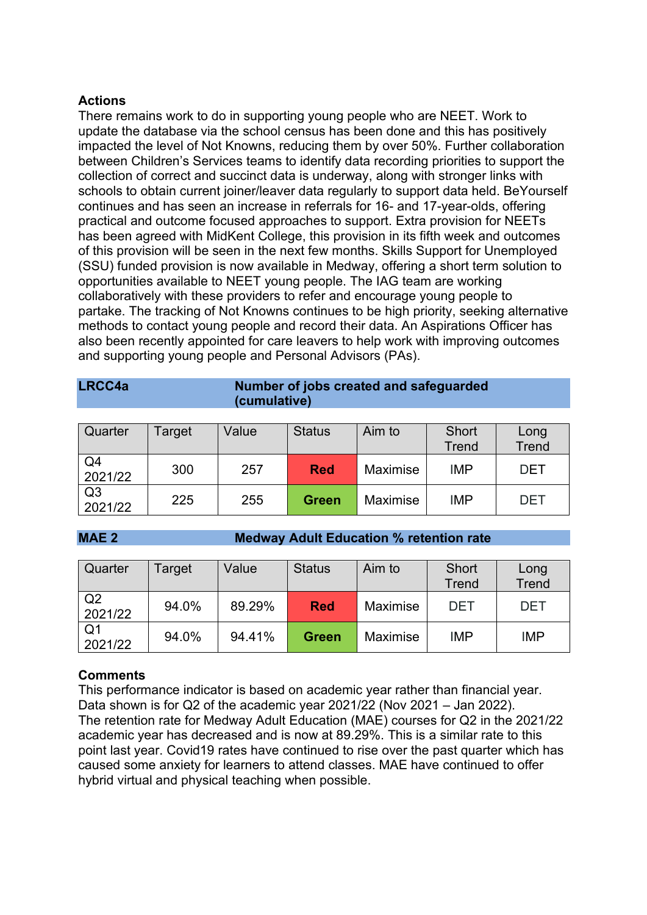### Actions

There remains work to do in supporting young people who are NEET. Work to update the database via the school census has been done and this has positively impacted the level of Not Knowns, reducing them by over 50%. Further collaboration between Children's Services teams to identify data recording priorities to support the collection of correct and succinct data is underway, along with stronger links with schools to obtain current joiner/leaver data regularly to support data held. BeYourself continues and has seen an increase in referrals for 16- and 17-year-olds, offering practical and outcome focused approaches to support. Extra provision for NEETs has been agreed with MidKent College, this provision in its fifth week and outcomes of this provision will be seen in the next few months. Skills Support for Unemployed (SSU) funded provision is now available in Medway, offering a short term solution to opportunities available to NEET young people. The IAG team are working collaboratively with these providers to refer and encourage young people to partake. The tracking of Not Knowns continues to be high priority, seeking alternative methods to contact young people and record their data. An Aspirations Officer has also been recently appointed for care leavers to help work with improving outcomes and supporting young people and Personal Advisors (PAs).

### LRCC4a — Number of jobs created and safeguarded (cumulative)

| Quarter | Target | Value | Status | Aim to | Short Trend | Long Trend |
|---|---|---|---|---|---|---|
| Q4 2021/22 | 300 | 257 | **Red** | Maximise | IMP | DET |
| Q3 2021/22 | 225 | 255 | **Green** | Maximise | IMP | DET |

### MAE 2 — Medway Adult Education % retention rate

| Quarter | Target | Value | Status | Aim to | Short Trend | Long Trend |
|---|---|---|---|---|---|---|
| Q2 2021/22 | 94.0% | 89.29% | **Red** | Maximise | DET | DET |
| Q1 2021/22 | 94.0% | 94.41% | **Green** | Maximise | IMP | IMP |

### Comments

This performance indicator is based on academic year rather than financial year. Data shown is for Q2 of the academic year 2021/22 (Nov 2021 – Jan 2022).
The retention rate for Medway Adult Education (MAE) courses for Q2 in the 2021/22 academic year has decreased and is now at 89.29%. This is a similar rate to this point last year. Covid19 rates have continued to rise over the past quarter which has caused some anxiety for learners to attend classes. MAE have continued to offer hybrid virtual and physical teaching when possible.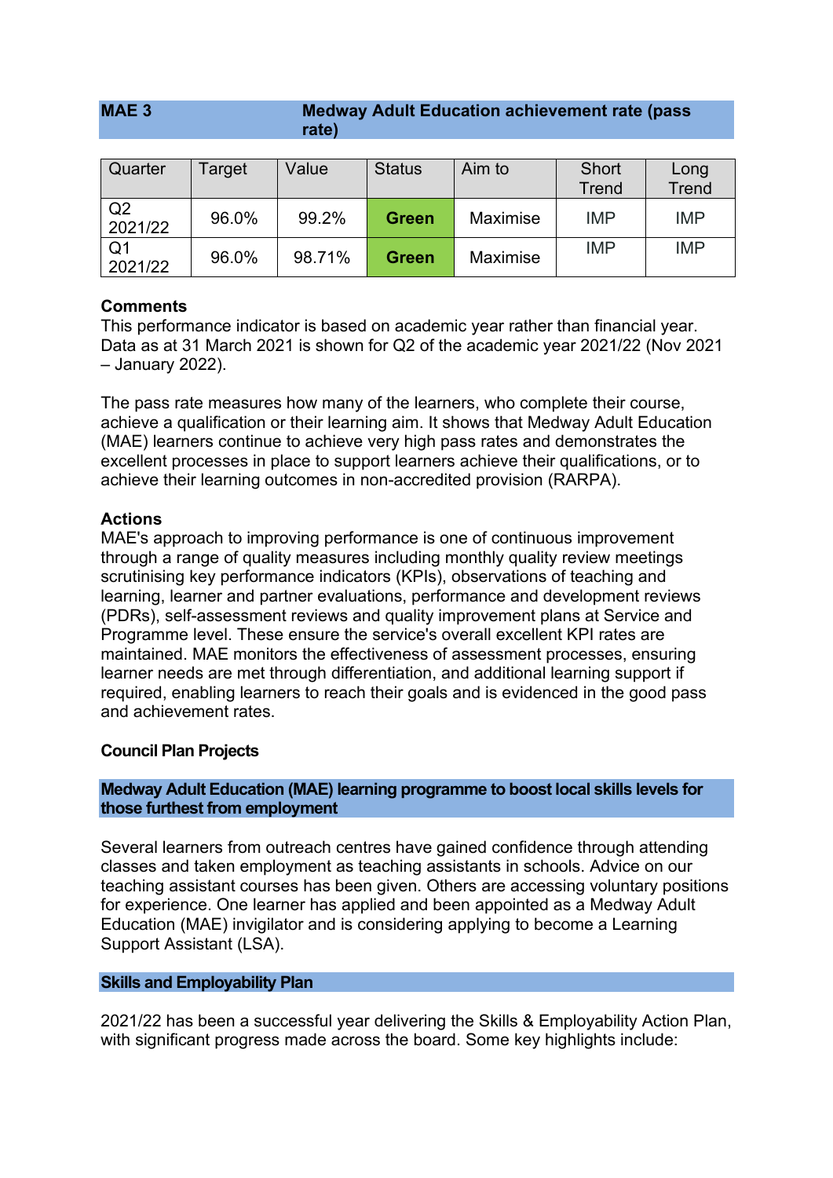| MAE 3 | Medway Adult Education achievement rate (pass rate) |
|---|---|

| Quarter | Target | Value | Status | Aim to | Short Trend | Long Trend |
|---|---|---|---|---|---|---|
| Q2 2021/22 | 96.0% | 99.2% | **Green** | Maximise | IMP | IMP |
| Q1 2021/22 | 96.0% | 98.71% | **Green** | Maximise | IMP | IMP |

**Comments**
This performance indicator is based on academic year rather than financial year. Data as at 31 March 2021 is shown for Q2 of the academic year 2021/22 (Nov 2021 – January 2022).

The pass rate measures how many of the learners, who complete their course, achieve a qualification or their learning aim. It shows that Medway Adult Education (MAE) learners continue to achieve very high pass rates and demonstrates the excellent processes in place to support learners achieve their qualifications, or to achieve their learning outcomes in non-accredited provision (RARPA).

**Actions**
MAE's approach to improving performance is one of continuous improvement through a range of quality measures including monthly quality review meetings scrutinising key performance indicators (KPIs), observations of teaching and learning, learner and partner evaluations, performance and development reviews (PDRs), self-assessment reviews and quality improvement plans at Service and Programme level. These ensure the service's overall excellent KPI rates are maintained. MAE monitors the effectiveness of assessment processes, ensuring learner needs are met through differentiation, and additional learning support if required, enabling learners to reach their goals and is evidenced in the good pass and achievement rates.

**Council Plan Projects**

**Medway Adult Education (MAE) learning programme to boost local skills levels for those furthest from employment**

Several learners from outreach centres have gained confidence through attending classes and taken employment as teaching assistants in schools. Advice on our teaching assistant courses has been given. Others are accessing voluntary positions for experience. One learner has applied and been appointed as a Medway Adult Education (MAE) invigilator and is considering applying to become a Learning Support Assistant (LSA).

**Skills and Employability Plan**

2021/22 has been a successful year delivering the Skills & Employability Action Plan, with significant progress made across the board. Some key highlights include: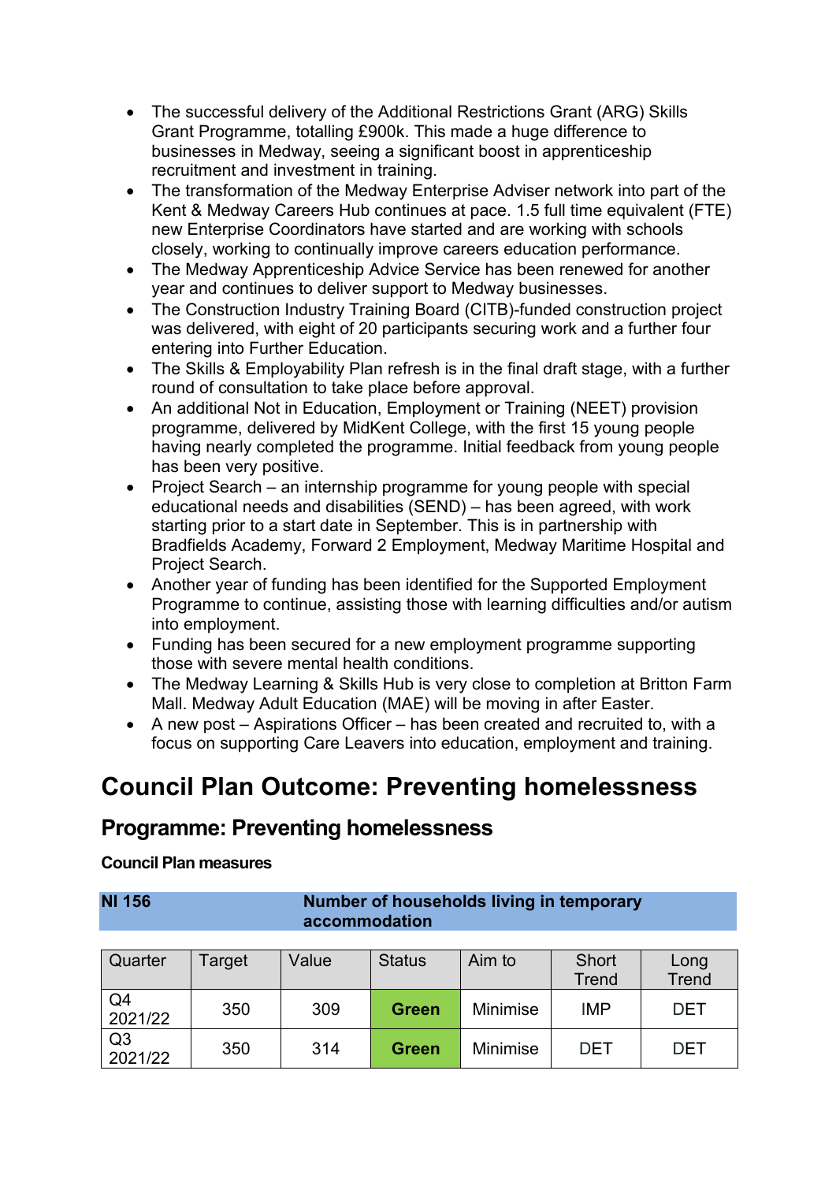- The successful delivery of the Additional Restrictions Grant (ARG) Skills Grant Programme, totalling £900k. This made a huge difference to businesses in Medway, seeing a significant boost in apprenticeship recruitment and investment in training.
- The transformation of the Medway Enterprise Adviser network into part of the Kent & Medway Careers Hub continues at pace. 1.5 full time equivalent (FTE) new Enterprise Coordinators have started and are working with schools closely, working to continually improve careers education performance.
- The Medway Apprenticeship Advice Service has been renewed for another year and continues to deliver support to Medway businesses.
- The Construction Industry Training Board (CITB)-funded construction project was delivered, with eight of 20 participants securing work and a further four entering into Further Education.
- The Skills & Employability Plan refresh is in the final draft stage, with a further round of consultation to take place before approval.
- An additional Not in Education, Employment or Training (NEET) provision programme, delivered by MidKent College, with the first 15 young people having nearly completed the programme. Initial feedback from young people has been very positive.
- Project Search – an internship programme for young people with special educational needs and disabilities (SEND) – has been agreed, with work starting prior to a start date in September. This is in partnership with Bradfields Academy, Forward 2 Employment, Medway Maritime Hospital and Project Search.
- Another year of funding has been identified for the Supported Employment Programme to continue, assisting those with learning difficulties and/or autism into employment.
- Funding has been secured for a new employment programme supporting those with severe mental health conditions.
- The Medway Learning & Skills Hub is very close to completion at Britton Farm Mall. Medway Adult Education (MAE) will be moving in after Easter.
- A new post – Aspirations Officer – has been created and recruited to, with a focus on supporting Care Leavers into education, employment and training.

# Council Plan Outcome: Preventing homelessness

## Programme: Preventing homelessness

**Council Plan measures**

**NI 156** **Number of households living in temporary accommodation**

| Quarter | Target | Value | Status | Aim to | Short Trend | Long Trend |
|---|---|---|---|---|---|---|
| Q4 2021/22 | 350 | 309 | **Green** | Minimise | IMP | DET |
| Q3 2021/22 | 350 | 314 | **Green** | Minimise | DET | DET |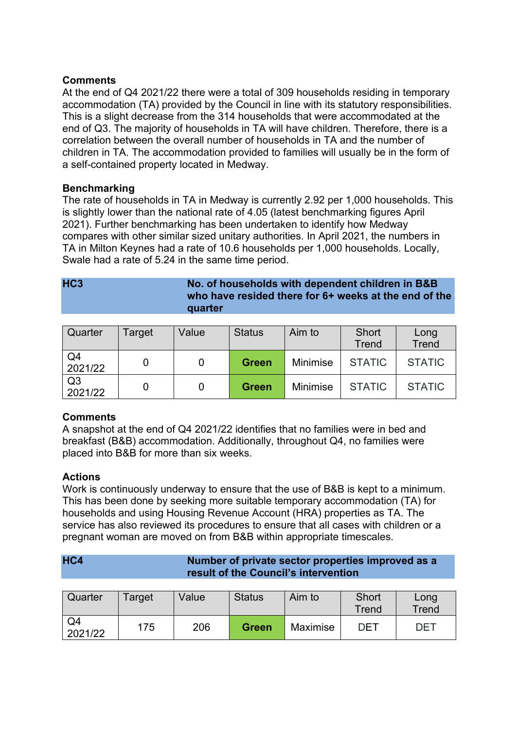**Comments**
At the end of Q4 2021/22 there were a total of 309 households residing in temporary accommodation (TA) provided by the Council in line with its statutory responsibilities. This is a slight decrease from the 314 households that were accommodated at the end of Q3. The majority of households in TA will have children. Therefore, there is a correlation between the overall number of households in TA and the number of children in TA. The accommodation provided to families will usually be in the form of a self-contained property located in Medway.

**Benchmarking**
The rate of households in TA in Medway is currently 2.92 per 1,000 households. This is slightly lower than the national rate of 4.05 (latest benchmarking figures April 2021). Further benchmarking has been undertaken to identify how Medway compares with other similar sized unitary authorities. In April 2021, the numbers in TA in Milton Keynes had a rate of 10.6 households per 1,000 households. Locally, Swale had a rate of 5.24 in the same time period.

| **HC3** | **No. of households with dependent children in B&B who have resided there for 6+ weeks at the end of the quarter** |
|---|---|

| Quarter | Target | Value | Status | Aim to | Short Trend | Long Trend |
|---|---|---|---|---|---|---|
| Q4 2021/22 | 0 | 0 | **Green** | Minimise | STATIC | STATIC |
| Q3 2021/22 | 0 | 0 | **Green** | Minimise | STATIC | STATIC |

**Comments**
A snapshot at the end of Q4 2021/22 identifies that no families were in bed and breakfast (B&B) accommodation. Additionally, throughout Q4, no families were placed into B&B for more than six weeks.

**Actions**
Work is continuously underway to ensure that the use of B&B is kept to a minimum. This has been done by seeking more suitable temporary accommodation (TA) for households and using Housing Revenue Account (HRA) properties as TA. The service has also reviewed its procedures to ensure that all cases with children or a pregnant woman are moved on from B&B within appropriate timescales.

| **HC4** | **Number of private sector properties improved as a result of the Council's intervention** |
|---|---|

| Quarter | Target | Value | Status | Aim to | Short Trend | Long Trend |
|---|---|---|---|---|---|---|
| Q4 2021/22 | 175 | 206 | **Green** | Maximise | DET | DET |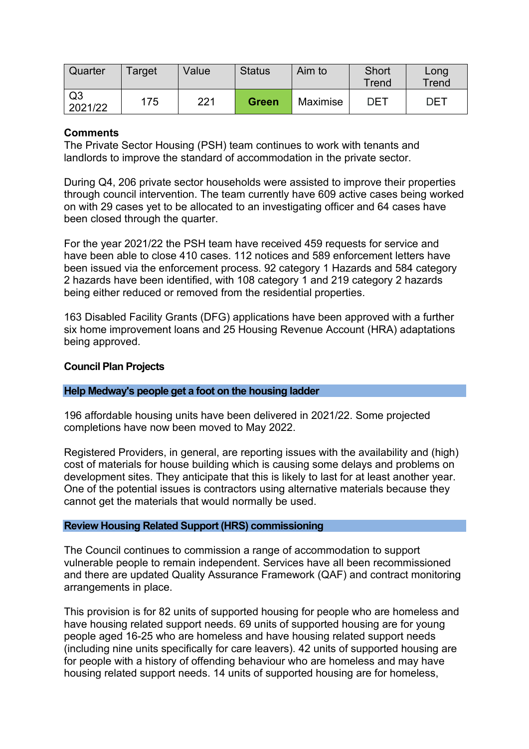| Quarter | Target | Value | Status | Aim to | Short Trend | Long Trend |
|---|---|---|---|---|---|---|
| Q3 2021/22 | 175 | 221 | **Green** | Maximise | DET | DET |

**Comments**
The Private Sector Housing (PSH) team continues to work with tenants and landlords to improve the standard of accommodation in the private sector.

During Q4, 206 private sector households were assisted to improve their properties through council intervention. The team currently have 609 active cases being worked on with 29 cases yet to be allocated to an investigating officer and 64 cases have been closed through the quarter.

For the year 2021/22 the PSH team have received 459 requests for service and have been able to close 410 cases. 112 notices and 589 enforcement letters have been issued via the enforcement process. 92 category 1 Hazards and 584 category 2 hazards have been identified, with 108 category 1 and 219 category 2 hazards being either reduced or removed from the residential properties.

163 Disabled Facility Grants (DFG) applications have been approved with a further six home improvement loans and 25 Housing Revenue Account (HRA) adaptations being approved.

**Council Plan Projects**

**Help Medway's people get a foot on the housing ladder**

196 affordable housing units have been delivered in 2021/22. Some projected completions have now been moved to May 2022.

Registered Providers, in general, are reporting issues with the availability and (high) cost of materials for house building which is causing some delays and problems on development sites. They anticipate that this is likely to last for at least another year. One of the potential issues is contractors using alternative materials because they cannot get the materials that would normally be used.

**Review Housing Related Support (HRS) commissioning**

The Council continues to commission a range of accommodation to support vulnerable people to remain independent. Services have all been recommissioned and there are updated Quality Assurance Framework (QAF) and contract monitoring arrangements in place.

This provision is for 82 units of supported housing for people who are homeless and have housing related support needs. 69 units of supported housing are for young people aged 16-25 who are homeless and have housing related support needs (including nine units specifically for care leavers). 42 units of supported housing are for people with a history of offending behaviour who are homeless and may have housing related support needs. 14 units of supported housing are for homeless,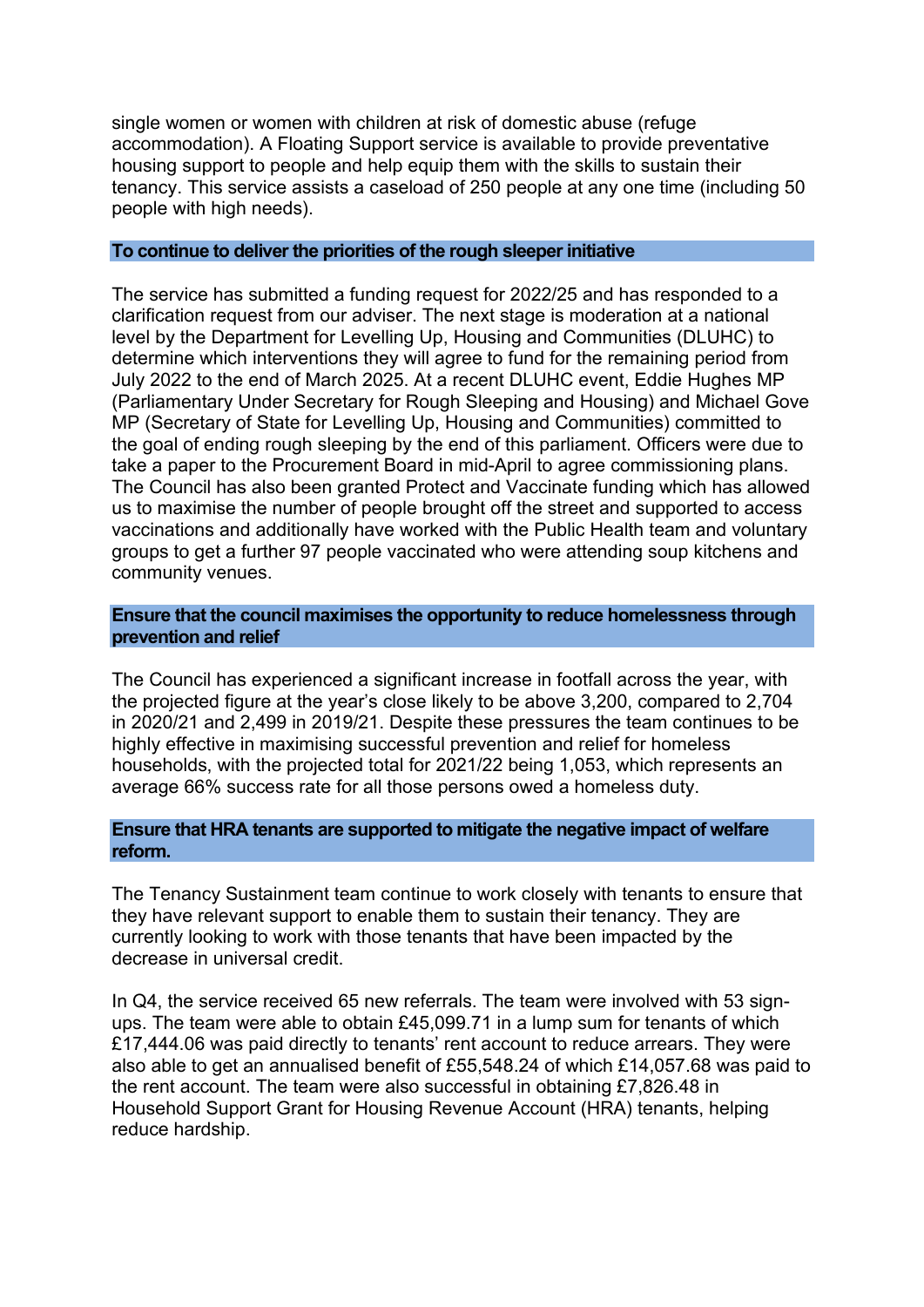single women or women with children at risk of domestic abuse (refuge accommodation). A Floating Support service is available to provide preventative housing support to people and help equip them with the skills to sustain their tenancy. This service assists a caseload of 250 people at any one time (including 50 people with high needs).

### To continue to deliver the priorities of the rough sleeper initiative

The service has submitted a funding request for 2022/25 and has responded to a clarification request from our adviser. The next stage is moderation at a national level by the Department for Levelling Up, Housing and Communities (DLUHC) to determine which interventions they will agree to fund for the remaining period from July 2022 to the end of March 2025. At a recent DLUHC event, Eddie Hughes MP (Parliamentary Under Secretary for Rough Sleeping and Housing) and Michael Gove MP (Secretary of State for Levelling Up, Housing and Communities) committed to the goal of ending rough sleeping by the end of this parliament. Officers were due to take a paper to the Procurement Board in mid-April to agree commissioning plans. The Council has also been granted Protect and Vaccinate funding which has allowed us to maximise the number of people brought off the street and supported to access vaccinations and additionally have worked with the Public Health team and voluntary groups to get a further 97 people vaccinated who were attending soup kitchens and community venues.

### Ensure that the council maximises the opportunity to reduce homelessness through prevention and relief

The Council has experienced a significant increase in footfall across the year, with the projected figure at the year's close likely to be above 3,200, compared to 2,704 in 2020/21 and 2,499 in 2019/21. Despite these pressures the team continues to be highly effective in maximising successful prevention and relief for homeless households, with the projected total for 2021/22 being 1,053, which represents an average 66% success rate for all those persons owed a homeless duty.

### Ensure that HRA tenants are supported to mitigate the negative impact of welfare reform.

The Tenancy Sustainment team continue to work closely with tenants to ensure that they have relevant support to enable them to sustain their tenancy. They are currently looking to work with those tenants that have been impacted by the decrease in universal credit.

In Q4, the service received 65 new referrals. The team were involved with 53 sign-ups. The team were able to obtain £45,099.71 in a lump sum for tenants of which £17,444.06 was paid directly to tenants' rent account to reduce arrears. They were also able to get an annualised benefit of £55,548.24 of which £14,057.68 was paid to the rent account. The team were also successful in obtaining £7,826.48 in Household Support Grant for Housing Revenue Account (HRA) tenants, helping reduce hardship.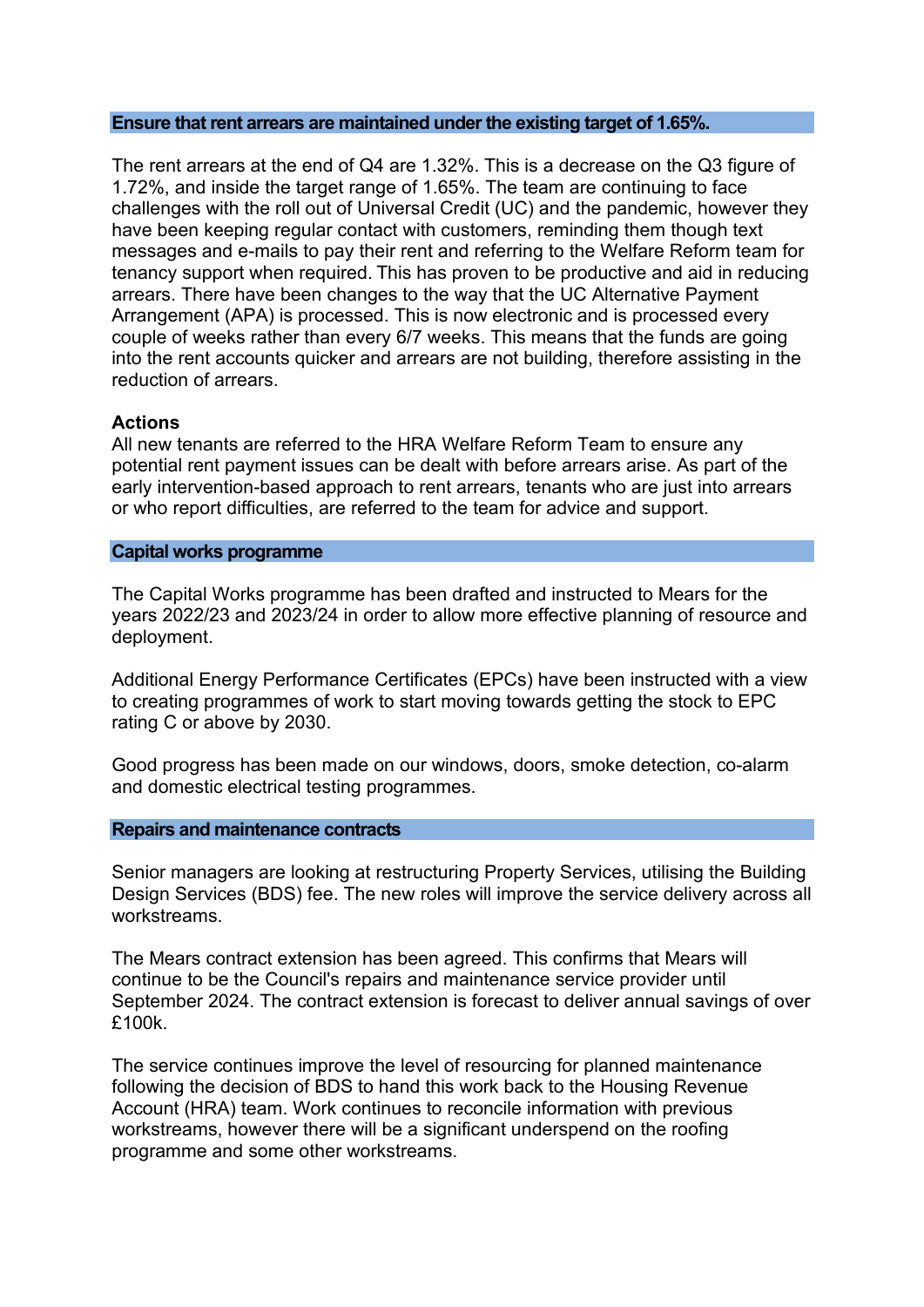## Ensure that rent arrears are maintained under the existing target of 1.65%.

The rent arrears at the end of Q4 are 1.32%. This is a decrease on the Q3 figure of 1.72%, and inside the target range of 1.65%. The team are continuing to face challenges with the roll out of Universal Credit (UC) and the pandemic, however they have been keeping regular contact with customers, reminding them though text messages and e-mails to pay their rent and referring to the Welfare Reform team for tenancy support when required. This has proven to be productive and aid in reducing arrears. There have been changes to the way that the UC Alternative Payment Arrangement (APA) is processed. This is now electronic and is processed every couple of weeks rather than every 6/7 weeks. This means that the funds are going into the rent accounts quicker and arrears are not building, therefore assisting in the reduction of arrears.

**Actions**

All new tenants are referred to the HRA Welfare Reform Team to ensure any potential rent payment issues can be dealt with before arrears arise. As part of the early intervention-based approach to rent arrears, tenants who are just into arrears or who report difficulties, are referred to the team for advice and support.

## Capital works programme

The Capital Works programme has been drafted and instructed to Mears for the years 2022/23 and 2023/24 in order to allow more effective planning of resource and deployment.

Additional Energy Performance Certificates (EPCs) have been instructed with a view to creating programmes of work to start moving towards getting the stock to EPC rating C or above by 2030.

Good progress has been made on our windows, doors, smoke detection, co-alarm and domestic electrical testing programmes.

## Repairs and maintenance contracts

Senior managers are looking at restructuring Property Services, utilising the Building Design Services (BDS) fee. The new roles will improve the service delivery across all workstreams.

The Mears contract extension has been agreed. This confirms that Mears will continue to be the Council's repairs and maintenance service provider until September 2024. The contract extension is forecast to deliver annual savings of over £100k.

The service continues improve the level of resourcing for planned maintenance following the decision of BDS to hand this work back to the Housing Revenue Account (HRA) team. Work continues to reconcile information with previous workstreams, however there will be a significant underspend on the roofing programme and some other workstreams.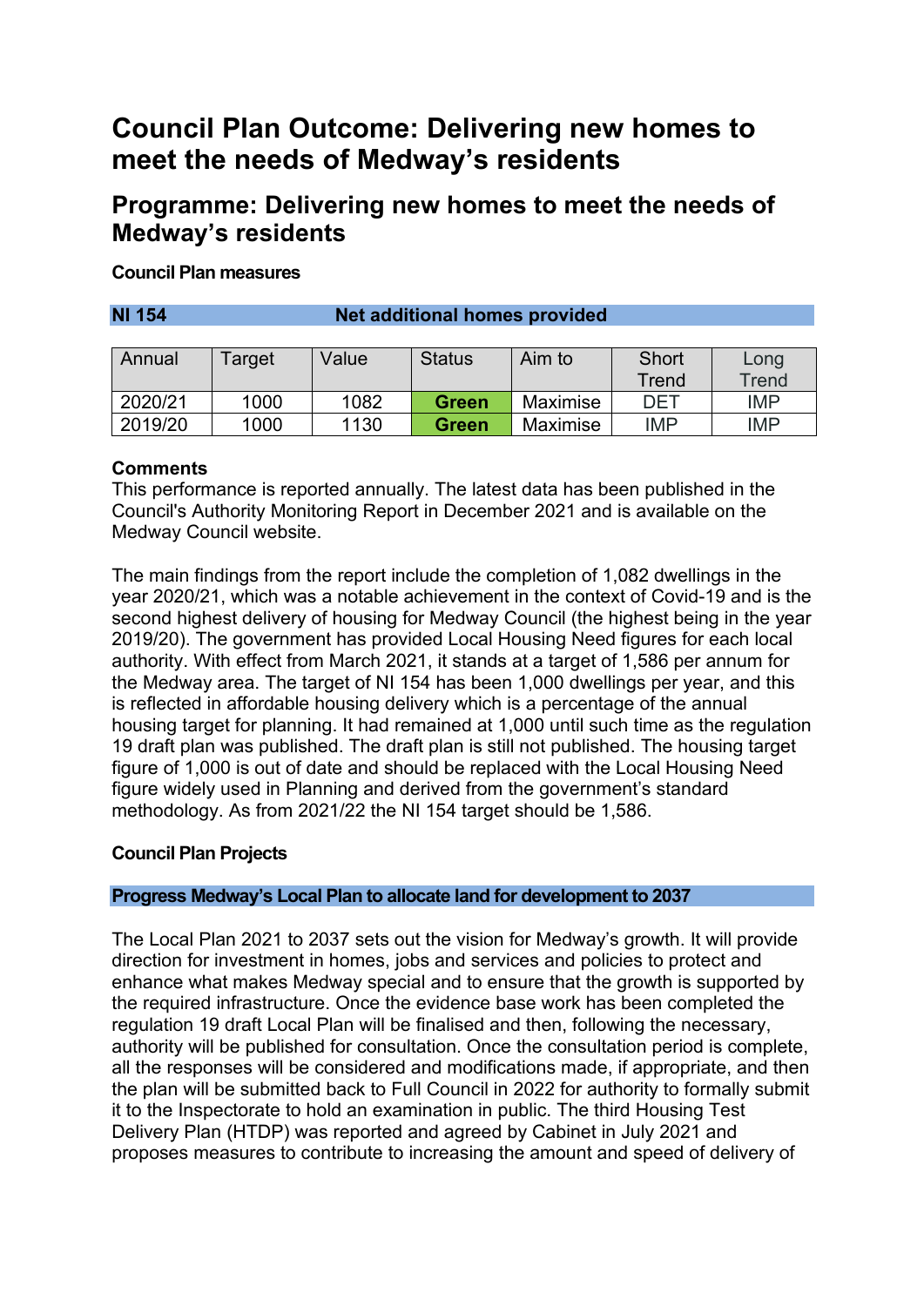# Council Plan Outcome: Delivering new homes to meet the needs of Medway's residents

## Programme: Delivering new homes to meet the needs of Medway's residents

**Council Plan measures**

| **NI 154** | **Net additional homes provided** |
|---|---|

| Annual | Target | Value | Status | Aim to | Short Trend | Long Trend |
|---|---|---|---|---|---|---|
| 2020/21 | 1000 | 1082 | **Green** | Maximise | DET | IMP |
| 2019/20 | 1000 | 1130 | **Green** | Maximise | IMP | IMP |

**Comments**

This performance is reported annually. The latest data has been published in the Council's Authority Monitoring Report in December 2021 and is available on the Medway Council website.

The main findings from the report include the completion of 1,082 dwellings in the year 2020/21, which was a notable achievement in the context of Covid-19 and is the second highest delivery of housing for Medway Council (the highest being in the year 2019/20). The government has provided Local Housing Need figures for each local authority. With effect from March 2021, it stands at a target of 1,586 per annum for the Medway area. The target of NI 154 has been 1,000 dwellings per year, and this is reflected in affordable housing delivery which is a percentage of the annual housing target for planning. It had remained at 1,000 until such time as the regulation 19 draft plan was published. The draft plan is still not published. The housing target figure of 1,000 is out of date and should be replaced with the Local Housing Need figure widely used in Planning and derived from the government's standard methodology. As from 2021/22 the NI 154 target should be 1,586.

**Council Plan Projects**

**Progress Medway's Local Plan to allocate land for development to 2037**

The Local Plan 2021 to 2037 sets out the vision for Medway's growth. It will provide direction for investment in homes, jobs and services and policies to protect and enhance what makes Medway special and to ensure that the growth is supported by the required infrastructure. Once the evidence base work has been completed the regulation 19 draft Local Plan will be finalised and then, following the necessary, authority will be published for consultation. Once the consultation period is complete, all the responses will be considered and modifications made, if appropriate, and then the plan will be submitted back to Full Council in 2022 for authority to formally submit it to the Inspectorate to hold an examination in public. The third Housing Test Delivery Plan (HTDP) was reported and agreed by Cabinet in July 2021 and proposes measures to contribute to increasing the amount and speed of delivery of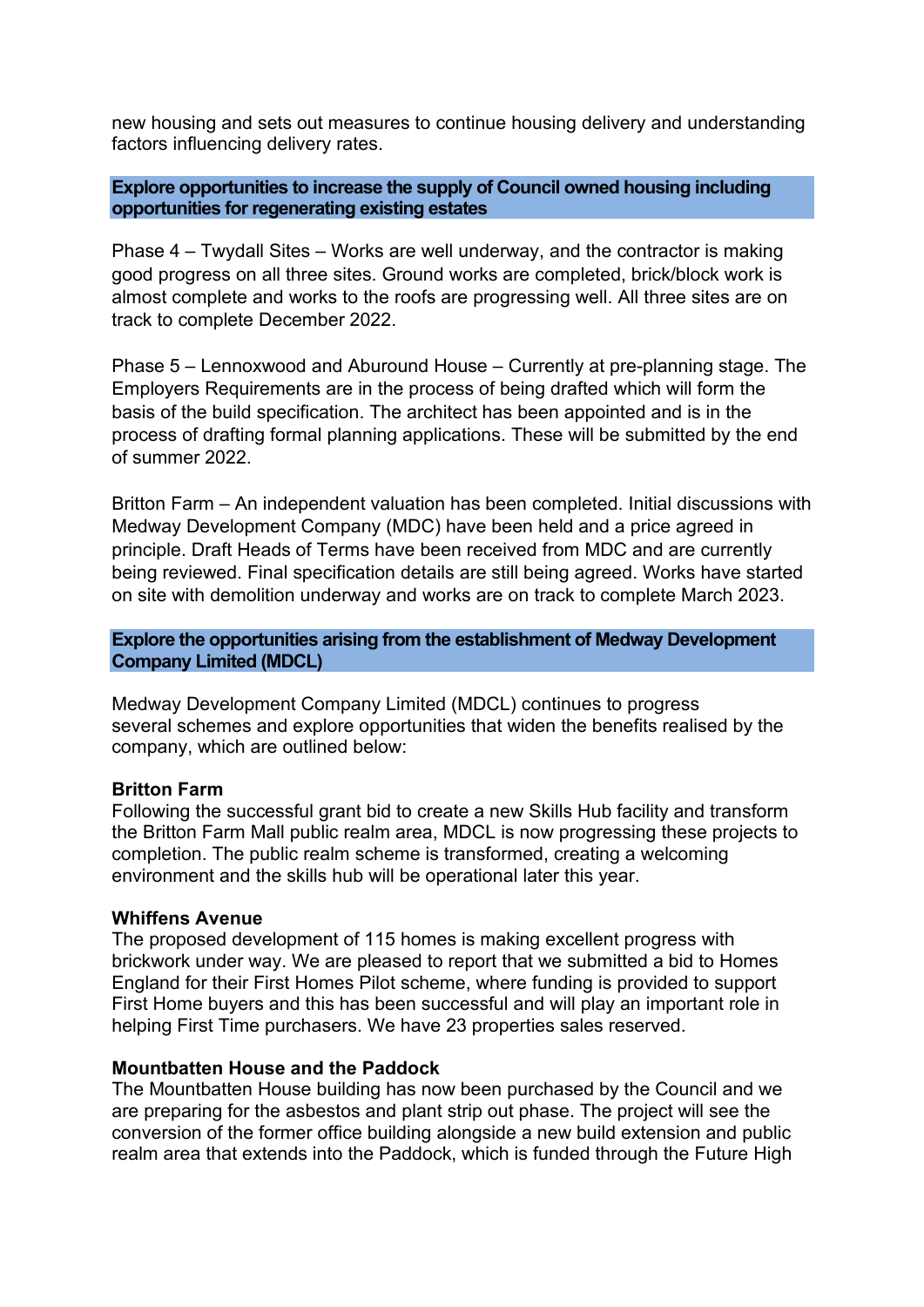new housing and sets out measures to continue housing delivery and understanding factors influencing delivery rates.

## Explore opportunities to increase the supply of Council owned housing including opportunities for regenerating existing estates

Phase 4 – Twydall Sites – Works are well underway, and the contractor is making good progress on all three sites. Ground works are completed, brick/block work is almost complete and works to the roofs are progressing well. All three sites are on track to complete December 2022.

Phase 5 – Lennoxwood and Aburound House – Currently at pre-planning stage. The Employers Requirements are in the process of being drafted which will form the basis of the build specification. The architect has been appointed and is in the process of drafting formal planning applications. These will be submitted by the end of summer 2022.

Britton Farm – An independent valuation has been completed. Initial discussions with Medway Development Company (MDC) have been held and a price agreed in principle. Draft Heads of Terms have been received from MDC and are currently being reviewed. Final specification details are still being agreed. Works have started on site with demolition underway and works are on track to complete March 2023.

## Explore the opportunities arising from the establishment of Medway Development Company Limited (MDCL)

Medway Development Company Limited (MDCL) continues to progress several schemes and explore opportunities that widen the benefits realised by the company, which are outlined below:

**Britton Farm**
Following the successful grant bid to create a new Skills Hub facility and transform the Britton Farm Mall public realm area, MDCL is now progressing these projects to completion. The public realm scheme is transformed, creating a welcoming environment and the skills hub will be operational later this year.

**Whiffens Avenue**
The proposed development of 115 homes is making excellent progress with brickwork under way. We are pleased to report that we submitted a bid to Homes England for their First Homes Pilot scheme, where funding is provided to support First Home buyers and this has been successful and will play an important role in helping First Time purchasers. We have 23 properties sales reserved.

**Mountbatten House and the Paddock**
The Mountbatten House building has now been purchased by the Council and we are preparing for the asbestos and plant strip out phase. The project will see the conversion of the former office building alongside a new build extension and public realm area that extends into the Paddock, which is funded through the Future High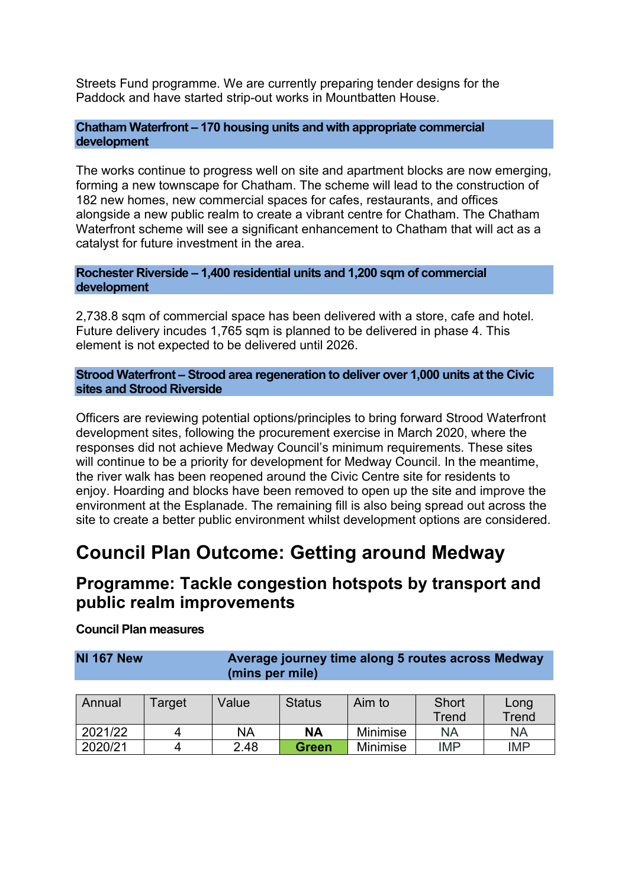Streets Fund programme. We are currently preparing tender designs for the Paddock and have started strip-out works in Mountbatten House.

**Chatham Waterfront – 170 housing units and with appropriate commercial development**

The works continue to progress well on site and apartment blocks are now emerging, forming a new townscape for Chatham. The scheme will lead to the construction of 182 new homes, new commercial spaces for cafes, restaurants, and offices alongside a new public realm to create a vibrant centre for Chatham. The Chatham Waterfront scheme will see a significant enhancement to Chatham that will act as a catalyst for future investment in the area.

**Rochester Riverside – 1,400 residential units and 1,200 sqm of commercial development**

2,738.8 sqm of commercial space has been delivered with a store, cafe and hotel. Future delivery incudes 1,765 sqm is planned to be delivered in phase 4. This element is not expected to be delivered until 2026.

**Strood Waterfront – Strood area regeneration to deliver over 1,000 units at the Civic sites and Strood Riverside**

Officers are reviewing potential options/principles to bring forward Strood Waterfront development sites, following the procurement exercise in March 2020, where the responses did not achieve Medway Council's minimum requirements. These sites will continue to be a priority for development for Medway Council. In the meantime, the river walk has been reopened around the Civic Centre site for residents to enjoy. Hoarding and blocks have been removed to open up the site and improve the environment at the Esplanade. The remaining fill is also being spread out across the site to create a better public environment whilst development options are considered.

# Council Plan Outcome: Getting around Medway

## Programme: Tackle congestion hotspots by transport and public realm improvements

**Council Plan measures**

**NI 167 New** — **Average journey time along 5 routes across Medway (mins per mile)**

| Annual | Target | Value | Status | Aim to | Short Trend | Long Trend |
|---|---|---|---|---|---|---|
| 2021/22 | 4 | NA | **NA** | Minimise | NA | NA |
| 2020/21 | 4 | 2.48 | **Green** | Minimise | IMP | IMP |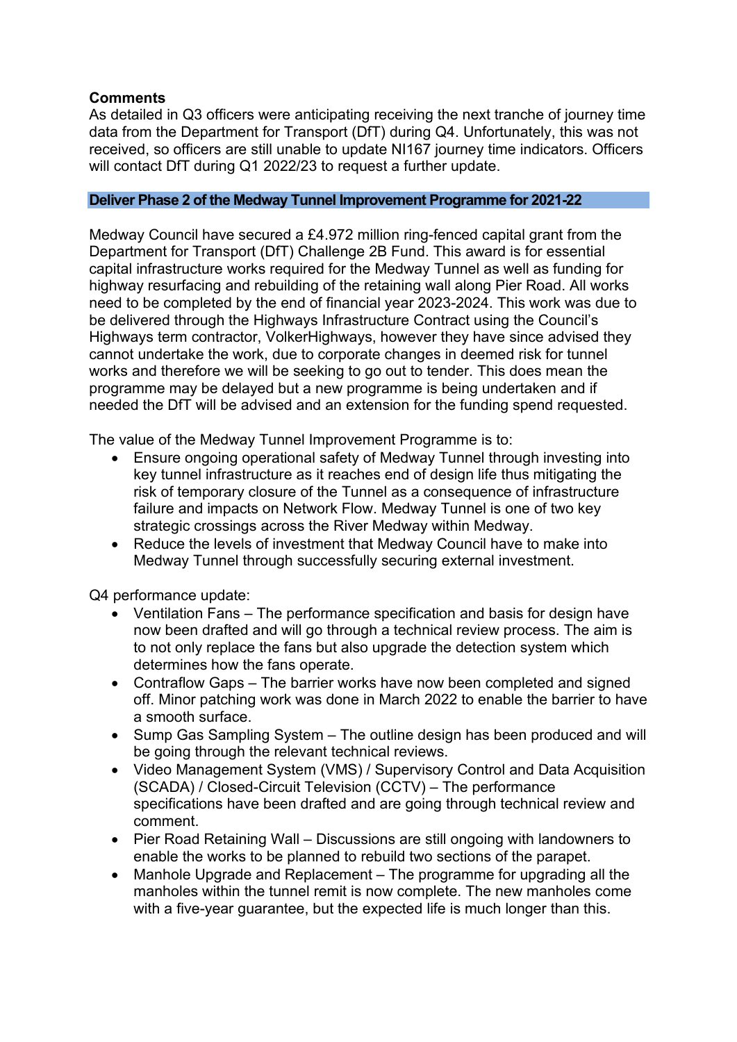**Comments**
As detailed in Q3 officers were anticipating receiving the next tranche of journey time data from the Department for Transport (DfT) during Q4. Unfortunately, this was not received, so officers are still unable to update NI167 journey time indicators. Officers will contact DfT during Q1 2022/23 to request a further update.

## Deliver Phase 2 of the Medway Tunnel Improvement Programme for 2021-22

Medway Council have secured a £4.972 million ring-fenced capital grant from the Department for Transport (DfT) Challenge 2B Fund. This award is for essential capital infrastructure works required for the Medway Tunnel as well as funding for highway resurfacing and rebuilding of the retaining wall along Pier Road. All works need to be completed by the end of financial year 2023-2024. This work was due to be delivered through the Highways Infrastructure Contract using the Council's Highways term contractor, VolkerHighways, however they have since advised they cannot undertake the work, due to corporate changes in deemed risk for tunnel works and therefore we will be seeking to go out to tender. This does mean the programme may be delayed but a new programme is being undertaken and if needed the DfT will be advised and an extension for the funding spend requested.

The value of the Medway Tunnel Improvement Programme is to:

- Ensure ongoing operational safety of Medway Tunnel through investing into key tunnel infrastructure as it reaches end of design life thus mitigating the risk of temporary closure of the Tunnel as a consequence of infrastructure failure and impacts on Network Flow. Medway Tunnel is one of two key strategic crossings across the River Medway within Medway.
- Reduce the levels of investment that Medway Council have to make into Medway Tunnel through successfully securing external investment.

Q4 performance update:

- Ventilation Fans – The performance specification and basis for design have now been drafted and will go through a technical review process. The aim is to not only replace the fans but also upgrade the detection system which determines how the fans operate.
- Contraflow Gaps – The barrier works have now been completed and signed off. Minor patching work was done in March 2022 to enable the barrier to have a smooth surface.
- Sump Gas Sampling System – The outline design has been produced and will be going through the relevant technical reviews.
- Video Management System (VMS) / Supervisory Control and Data Acquisition (SCADA) / Closed-Circuit Television (CCTV) – The performance specifications have been drafted and are going through technical review and comment.
- Pier Road Retaining Wall – Discussions are still ongoing with landowners to enable the works to be planned to rebuild two sections of the parapet.
- Manhole Upgrade and Replacement – The programme for upgrading all the manholes within the tunnel remit is now complete. The new manholes come with a five-year guarantee, but the expected life is much longer than this.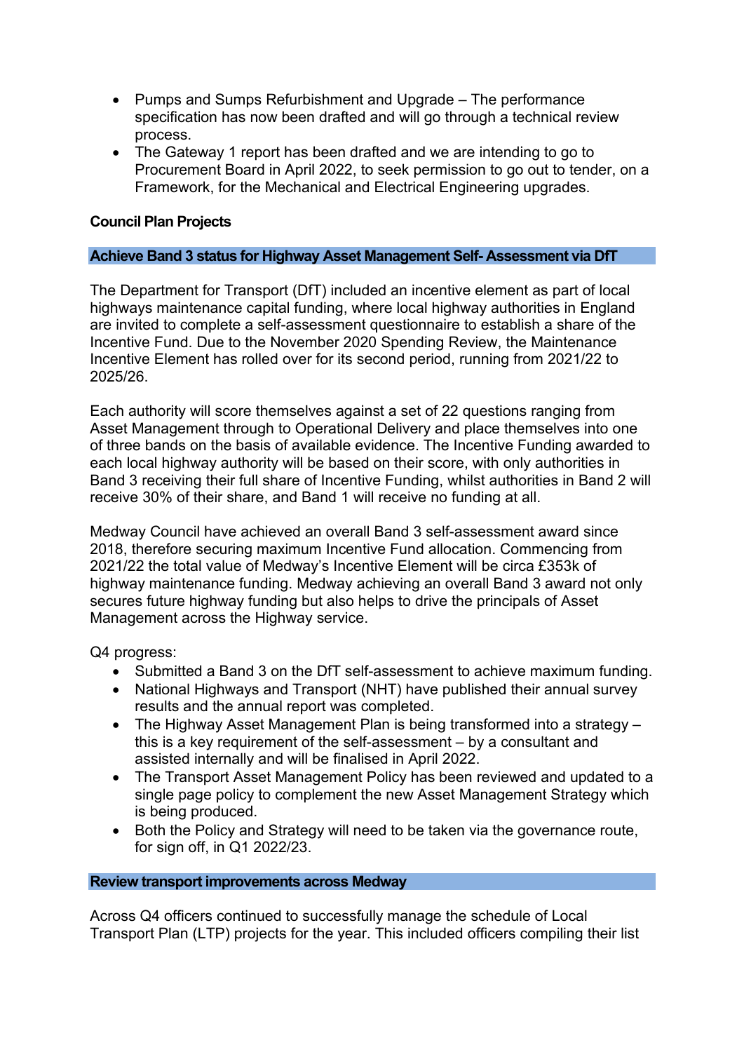- Pumps and Sumps Refurbishment and Upgrade – The performance specification has now been drafted and will go through a technical review process.
- The Gateway 1 report has been drafted and we are intending to go to Procurement Board in April 2022, to seek permission to go out to tender, on a Framework, for the Mechanical and Electrical Engineering upgrades.

**Council Plan Projects**

### Achieve Band 3 status for Highway Asset Management Self- Assessment via DfT

The Department for Transport (DfT) included an incentive element as part of local highways maintenance capital funding, where local highway authorities in England are invited to complete a self-assessment questionnaire to establish a share of the Incentive Fund. Due to the November 2020 Spending Review, the Maintenance Incentive Element has rolled over for its second period, running from 2021/22 to 2025/26.

Each authority will score themselves against a set of 22 questions ranging from Asset Management through to Operational Delivery and place themselves into one of three bands on the basis of available evidence. The Incentive Funding awarded to each local highway authority will be based on their score, with only authorities in Band 3 receiving their full share of Incentive Funding, whilst authorities in Band 2 will receive 30% of their share, and Band 1 will receive no funding at all.

Medway Council have achieved an overall Band 3 self-assessment award since 2018, therefore securing maximum Incentive Fund allocation. Commencing from 2021/22 the total value of Medway's Incentive Element will be circa £353k of highway maintenance funding. Medway achieving an overall Band 3 award not only secures future highway funding but also helps to drive the principals of Asset Management across the Highway service.

Q4 progress:

- Submitted a Band 3 on the DfT self-assessment to achieve maximum funding.
- National Highways and Transport (NHT) have published their annual survey results and the annual report was completed.
- The Highway Asset Management Plan is being transformed into a strategy – this is a key requirement of the self-assessment – by a consultant and assisted internally and will be finalised in April 2022.
- The Transport Asset Management Policy has been reviewed and updated to a single page policy to complement the new Asset Management Strategy which is being produced.
- Both the Policy and Strategy will need to be taken via the governance route, for sign off, in Q1 2022/23.

### Review transport improvements across Medway

Across Q4 officers continued to successfully manage the schedule of Local Transport Plan (LTP) projects for the year. This included officers compiling their list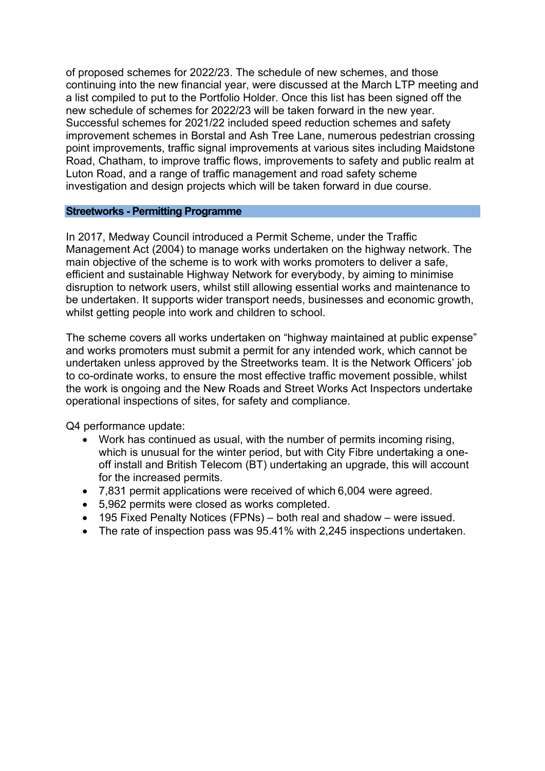of proposed schemes for 2022/23. The schedule of new schemes, and those continuing into the new financial year, were discussed at the March LTP meeting and a list compiled to put to the Portfolio Holder. Once this list has been signed off the new schedule of schemes for 2022/23 will be taken forward in the new year. Successful schemes for 2021/22 included speed reduction schemes and safety improvement schemes in Borstal and Ash Tree Lane, numerous pedestrian crossing point improvements, traffic signal improvements at various sites including Maidstone Road, Chatham, to improve traffic flows, improvements to safety and public realm at Luton Road, and a range of traffic management and road safety scheme investigation and design projects which will be taken forward in due course.

**Streetworks - Permitting Programme**

In 2017, Medway Council introduced a Permit Scheme, under the Traffic Management Act (2004) to manage works undertaken on the highway network. The main objective of the scheme is to work with works promoters to deliver a safe, efficient and sustainable Highway Network for everybody, by aiming to minimise disruption to network users, whilst still allowing essential works and maintenance to be undertaken. It supports wider transport needs, businesses and economic growth, whilst getting people into work and children to school.

The scheme covers all works undertaken on "highway maintained at public expense" and works promoters must submit a permit for any intended work, which cannot be undertaken unless approved by the Streetworks team. It is the Network Officers' job to co-ordinate works, to ensure the most effective traffic movement possible, whilst the work is ongoing and the New Roads and Street Works Act Inspectors undertake operational inspections of sites, for safety and compliance.

Q4 performance update:

- Work has continued as usual, with the number of permits incoming rising, which is unusual for the winter period, but with City Fibre undertaking a one-off install and British Telecom (BT) undertaking an upgrade, this will account for the increased permits.
- 7,831 permit applications were received of which 6,004 were agreed.
- 5,962 permits were closed as works completed.
- 195 Fixed Penalty Notices (FPNs) – both real and shadow – were issued.
- The rate of inspection pass was 95.41% with 2,245 inspections undertaken.